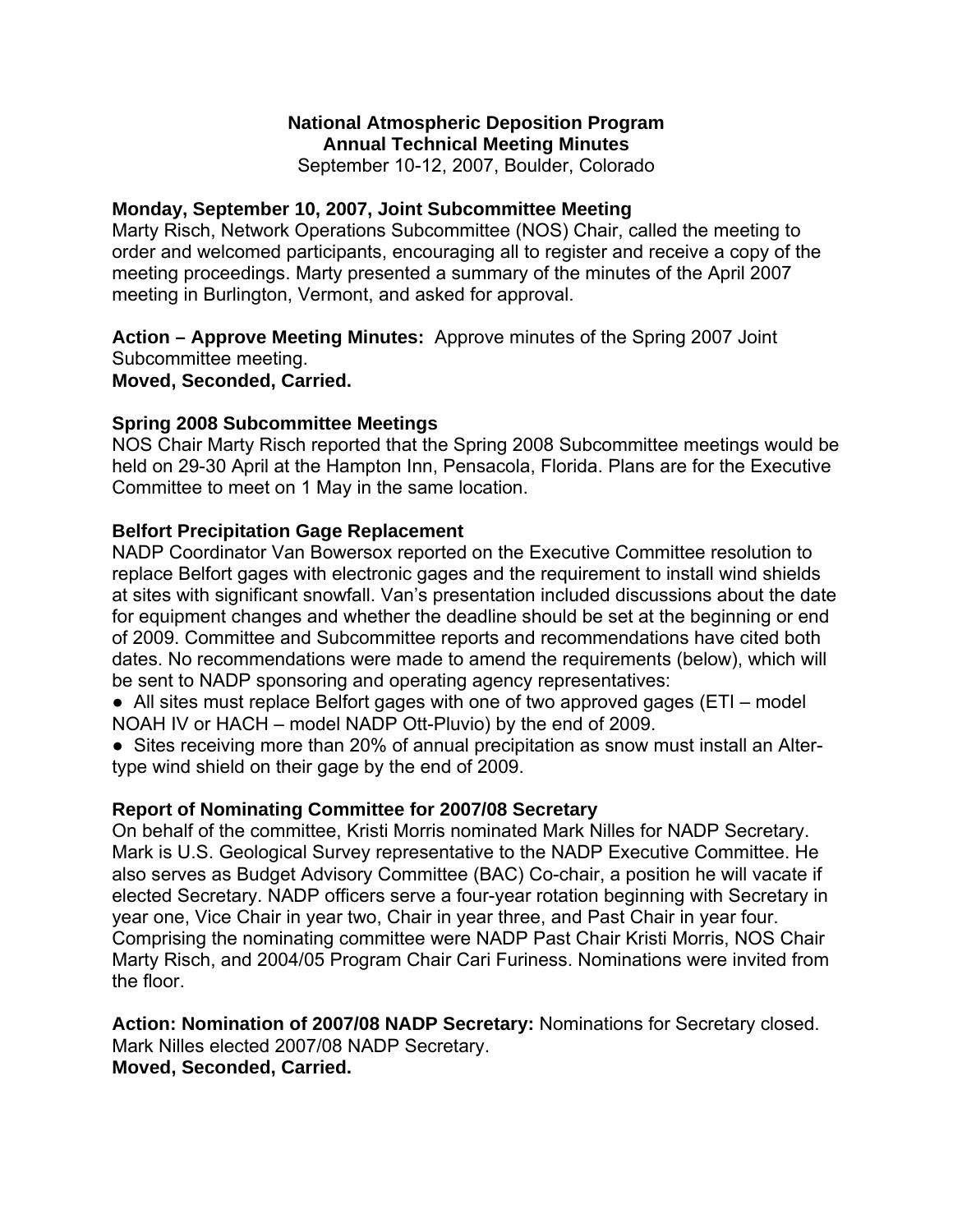# National Atmospheric Deposition Program
## Annual Technical Meeting Minutes

September 10-12, 2007, Boulder, Colorado

### Monday, September 10, 2007, Joint Subcommittee Meeting

Marty Risch, Network Operations Subcommittee (NOS) Chair, called the meeting to order and welcomed participants, encouraging all to register and receive a copy of the meeting proceedings. Marty presented a summary of the minutes of the April 2007 meeting in Burlington, Vermont, and asked for approval.

**Action – Approve Meeting Minutes:** Approve minutes of the Spring 2007 Joint Subcommittee meeting.
**Moved, Seconded, Carried.**

### Spring 2008 Subcommittee Meetings

NOS Chair Marty Risch reported that the Spring 2008 Subcommittee meetings would be held on 29-30 April at the Hampton Inn, Pensacola, Florida. Plans are for the Executive Committee to meet on 1 May in the same location.

### Belfort Precipitation Gage Replacement

NADP Coordinator Van Bowersox reported on the Executive Committee resolution to replace Belfort gages with electronic gages and the requirement to install wind shields at sites with significant snowfall. Van's presentation included discussions about the date for equipment changes and whether the deadline should be set at the beginning or end of 2009. Committee and Subcommittee reports and recommendations have cited both dates. No recommendations were made to amend the requirements (below), which will be sent to NADP sponsoring and operating agency representatives:

- All sites must replace Belfort gages with one of two approved gages (ETI – model NOAH IV or HACH – model NADP Ott-Pluvio) by the end of 2009.
- Sites receiving more than 20% of annual precipitation as snow must install an Alter-type wind shield on their gage by the end of 2009.

### Report of Nominating Committee for 2007/08 Secretary

On behalf of the committee, Kristi Morris nominated Mark Nilles for NADP Secretary. Mark is U.S. Geological Survey representative to the NADP Executive Committee. He also serves as Budget Advisory Committee (BAC) Co-chair, a position he will vacate if elected Secretary. NADP officers serve a four-year rotation beginning with Secretary in year one, Vice Chair in year two, Chair in year three, and Past Chair in year four. Comprising the nominating committee were NADP Past Chair Kristi Morris, NOS Chair Marty Risch, and 2004/05 Program Chair Cari Furiness. Nominations were invited from the floor.

**Action: Nomination of 2007/08 NADP Secretary:** Nominations for Secretary closed. Mark Nilles elected 2007/08 NADP Secretary.
**Moved, Seconded, Carried.**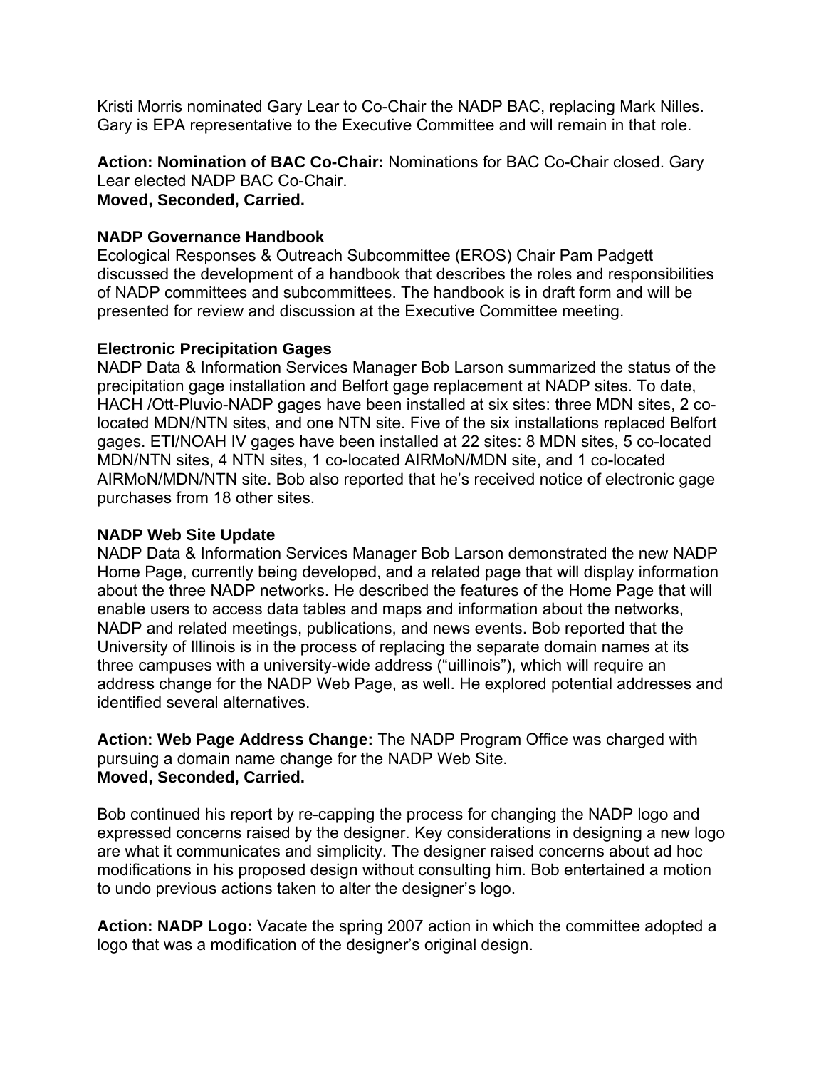Kristi Morris nominated Gary Lear to Co-Chair the NADP BAC, replacing Mark Nilles. Gary is EPA representative to the Executive Committee and will remain in that role.

**Action: Nomination of BAC Co-Chair:** Nominations for BAC Co-Chair closed. Gary Lear elected NADP BAC Co-Chair.
**Moved, Seconded, Carried.**

**NADP Governance Handbook**
Ecological Responses & Outreach Subcommittee (EROS) Chair Pam Padgett discussed the development of a handbook that describes the roles and responsibilities of NADP committees and subcommittees. The handbook is in draft form and will be presented for review and discussion at the Executive Committee meeting.

**Electronic Precipitation Gages**
NADP Data & Information Services Manager Bob Larson summarized the status of the precipitation gage installation and Belfort gage replacement at NADP sites. To date, HACH /Ott-Pluvio-NADP gages have been installed at six sites: three MDN sites, 2 co-located MDN/NTN sites, and one NTN site. Five of the six installations replaced Belfort gages. ETI/NOAH IV gages have been installed at 22 sites: 8 MDN sites, 5 co-located MDN/NTN sites, 4 NTN sites, 1 co-located AIRMoN/MDN site, and 1 co-located AIRMoN/MDN/NTN site. Bob also reported that he's received notice of electronic gage purchases from 18 other sites.

**NADP Web Site Update**
NADP Data & Information Services Manager Bob Larson demonstrated the new NADP Home Page, currently being developed, and a related page that will display information about the three NADP networks. He described the features of the Home Page that will enable users to access data tables and maps and information about the networks, NADP and related meetings, publications, and news events. Bob reported that the University of Illinois is in the process of replacing the separate domain names at its three campuses with a university-wide address ("uillinois"), which will require an address change for the NADP Web Page, as well. He explored potential addresses and identified several alternatives.

**Action: Web Page Address Change:** The NADP Program Office was charged with pursuing a domain name change for the NADP Web Site.
**Moved, Seconded, Carried.**

Bob continued his report by re-capping the process for changing the NADP logo and expressed concerns raised by the designer. Key considerations in designing a new logo are what it communicates and simplicity. The designer raised concerns about ad hoc modifications in his proposed design without consulting him. Bob entertained a motion to undo previous actions taken to alter the designer's logo.

**Action: NADP Logo:** Vacate the spring 2007 action in which the committee adopted a logo that was a modification of the designer's original design.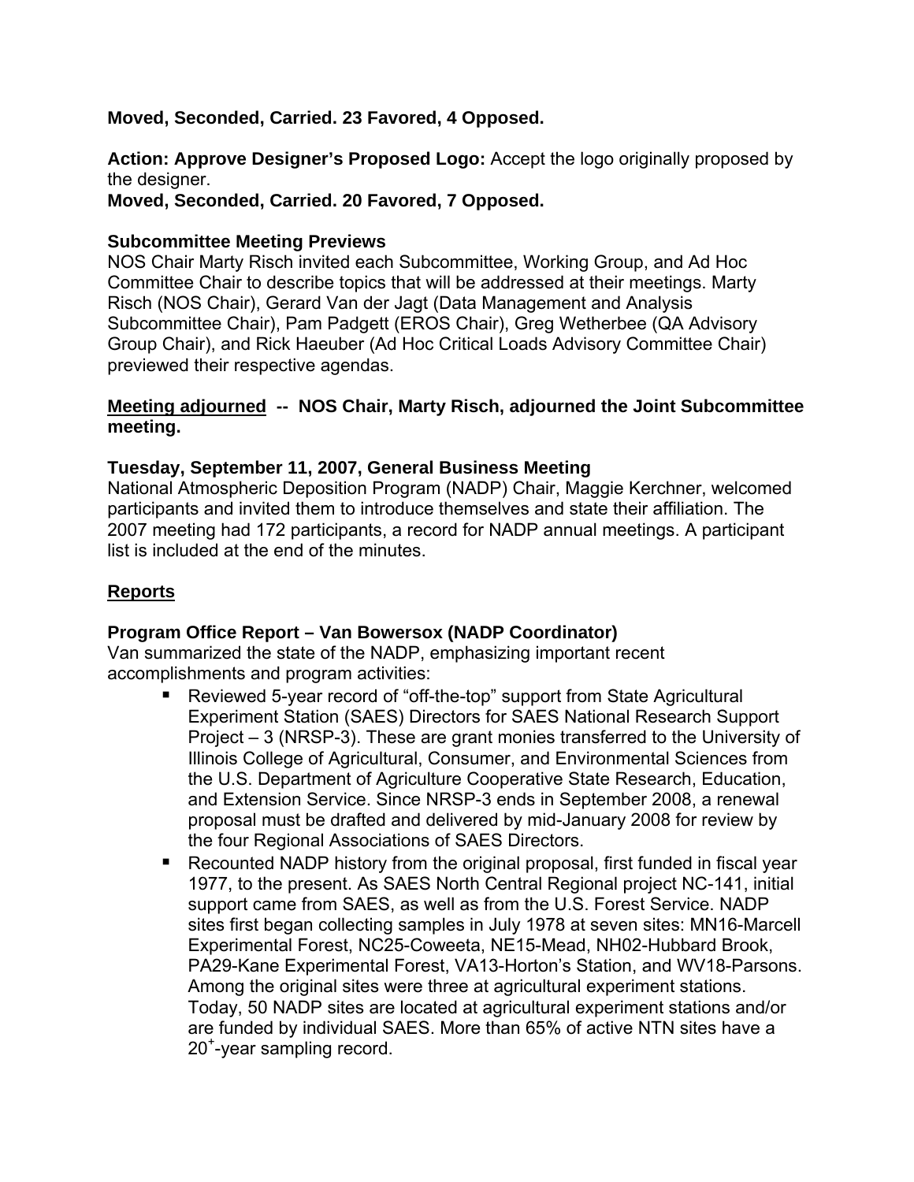**Moved, Seconded, Carried. 23 Favored, 4 Opposed.**

**Action: Approve Designer's Proposed Logo:** Accept the logo originally proposed by the designer.
**Moved, Seconded, Carried. 20 Favored, 7 Opposed.**

**Subcommittee Meeting Previews**
NOS Chair Marty Risch invited each Subcommittee, Working Group, and Ad Hoc Committee Chair to describe topics that will be addressed at their meetings. Marty Risch (NOS Chair), Gerard Van der Jagt (Data Management and Analysis Subcommittee Chair), Pam Padgett (EROS Chair), Greg Wetherbee (QA Advisory Group Chair), and Rick Haeuber (Ad Hoc Critical Loads Advisory Committee Chair) previewed their respective agendas.

**Meeting adjourned -- NOS Chair, Marty Risch, adjourned the Joint Subcommittee meeting.**

**Tuesday, September 11, 2007, General Business Meeting**
National Atmospheric Deposition Program (NADP) Chair, Maggie Kerchner, welcomed participants and invited them to introduce themselves and state their affiliation. The 2007 meeting had 172 participants, a record for NADP annual meetings. A participant list is included at the end of the minutes.

## Reports

**Program Office Report – Van Bowersox (NADP Coordinator)**
Van summarized the state of the NADP, emphasizing important recent accomplishments and program activities:

- Reviewed 5-year record of "off-the-top" support from State Agricultural Experiment Station (SAES) Directors for SAES National Research Support Project – 3 (NRSP-3). These are grant monies transferred to the University of Illinois College of Agricultural, Consumer, and Environmental Sciences from the U.S. Department of Agriculture Cooperative State Research, Education, and Extension Service. Since NRSP-3 ends in September 2008, a renewal proposal must be drafted and delivered by mid-January 2008 for review by the four Regional Associations of SAES Directors.
- Recounted NADP history from the original proposal, first funded in fiscal year 1977, to the present. As SAES North Central Regional project NC-141, initial support came from SAES, as well as from the U.S. Forest Service. NADP sites first began collecting samples in July 1978 at seven sites: MN16-Marcell Experimental Forest, NC25-Coweeta, NE15-Mead, NH02-Hubbard Brook, PA29-Kane Experimental Forest, VA13-Horton's Station, and WV18-Parsons. Among the original sites were three at agricultural experiment stations. Today, 50 NADP sites are located at agricultural experiment stations and/or are funded by individual SAES. More than 65% of active NTN sites have a $20^{+}$-year sampling record.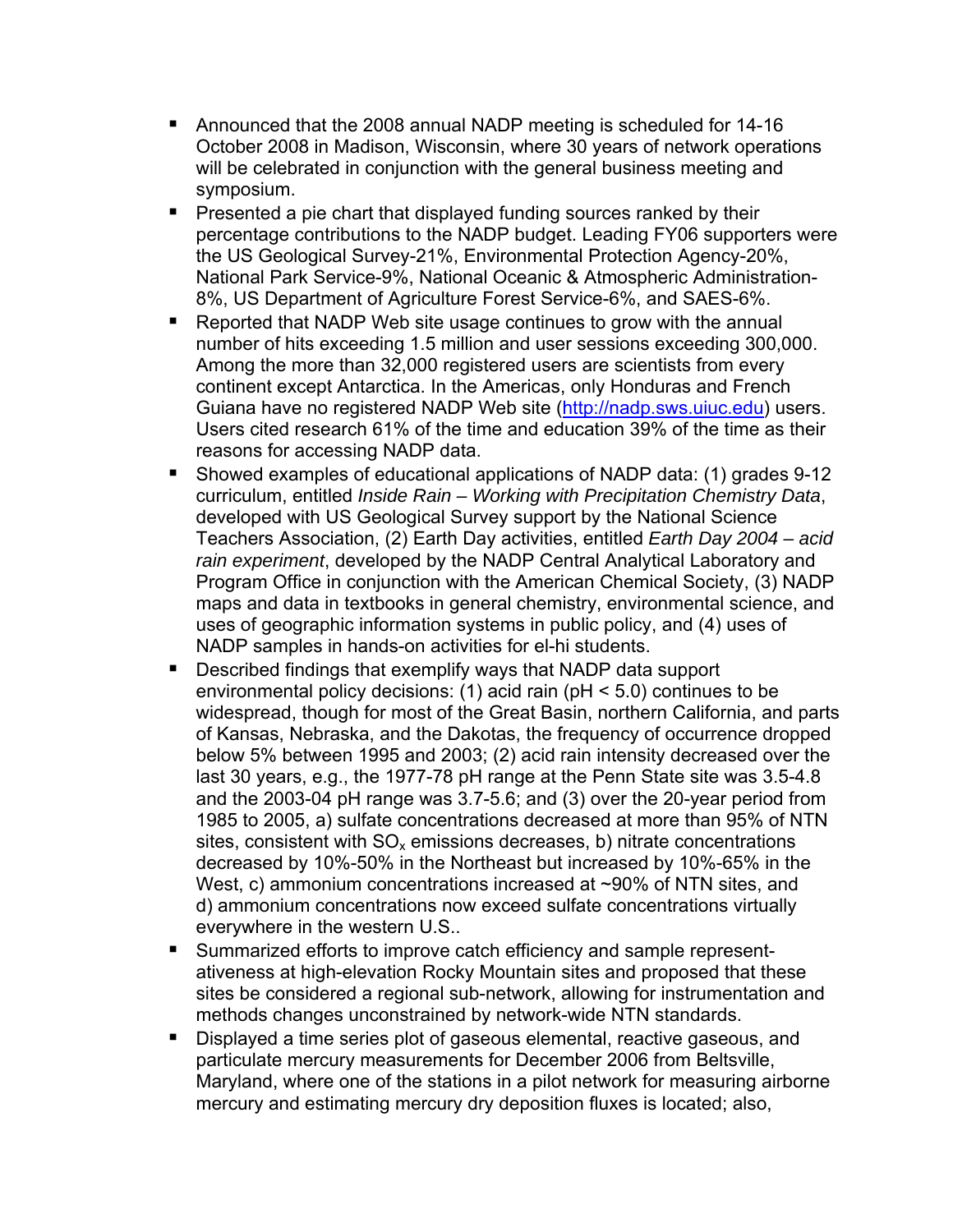- Announced that the 2008 annual NADP meeting is scheduled for 14-16 October 2008 in Madison, Wisconsin, where 30 years of network operations will be celebrated in conjunction with the general business meeting and symposium.
- Presented a pie chart that displayed funding sources ranked by their percentage contributions to the NADP budget. Leading FY06 supporters were the US Geological Survey-21%, Environmental Protection Agency-20%, National Park Service-9%, National Oceanic & Atmospheric Administration-8%, US Department of Agriculture Forest Service-6%, and SAES-6%.
- Reported that NADP Web site usage continues to grow with the annual number of hits exceeding 1.5 million and user sessions exceeding 300,000. Among the more than 32,000 registered users are scientists from every continent except Antarctica. In the Americas, only Honduras and French Guiana have no registered NADP Web site (http://nadp.sws.uiuc.edu) users. Users cited research 61% of the time and education 39% of the time as their reasons for accessing NADP data.
- Showed examples of educational applications of NADP data: (1) grades 9-12 curriculum, entitled *Inside Rain – Working with Precipitation Chemistry Data*, developed with US Geological Survey support by the National Science Teachers Association, (2) Earth Day activities, entitled *Earth Day 2004 – acid rain experiment*, developed by the NADP Central Analytical Laboratory and Program Office in conjunction with the American Chemical Society, (3) NADP maps and data in textbooks in general chemistry, environmental science, and uses of geographic information systems in public policy, and (4) uses of NADP samples in hands-on activities for el-hi students.
- Described findings that exemplify ways that NADP data support environmental policy decisions: (1) acid rain (pH < 5.0) continues to be widespread, though for most of the Great Basin, northern California, and parts of Kansas, Nebraska, and the Dakotas, the frequency of occurrence dropped below 5% between 1995 and 2003; (2) acid rain intensity decreased over the last 30 years, e.g., the 1977-78 pH range at the Penn State site was 3.5-4.8 and the 2003-04 pH range was 3.7-5.6; and (3) over the 20-year period from 1985 to 2005, a) sulfate concentrations decreased at more than 95% of NTN sites, consistent with $SO_x$ emissions decreases, b) nitrate concentrations decreased by 10%-50% in the Northeast but increased by 10%-65% in the West, c) ammonium concentrations increased at ~90% of NTN sites, and d) ammonium concentrations now exceed sulfate concentrations virtually everywhere in the western U.S..
- Summarized efforts to improve catch efficiency and sample representativeness at high-elevation Rocky Mountain sites and proposed that these sites be considered a regional sub-network, allowing for instrumentation and methods changes unconstrained by network-wide NTN standards.
- Displayed a time series plot of gaseous elemental, reactive gaseous, and particulate mercury measurements for December 2006 from Beltsville, Maryland, where one of the stations in a pilot network for measuring airborne mercury and estimating mercury dry deposition fluxes is located; also,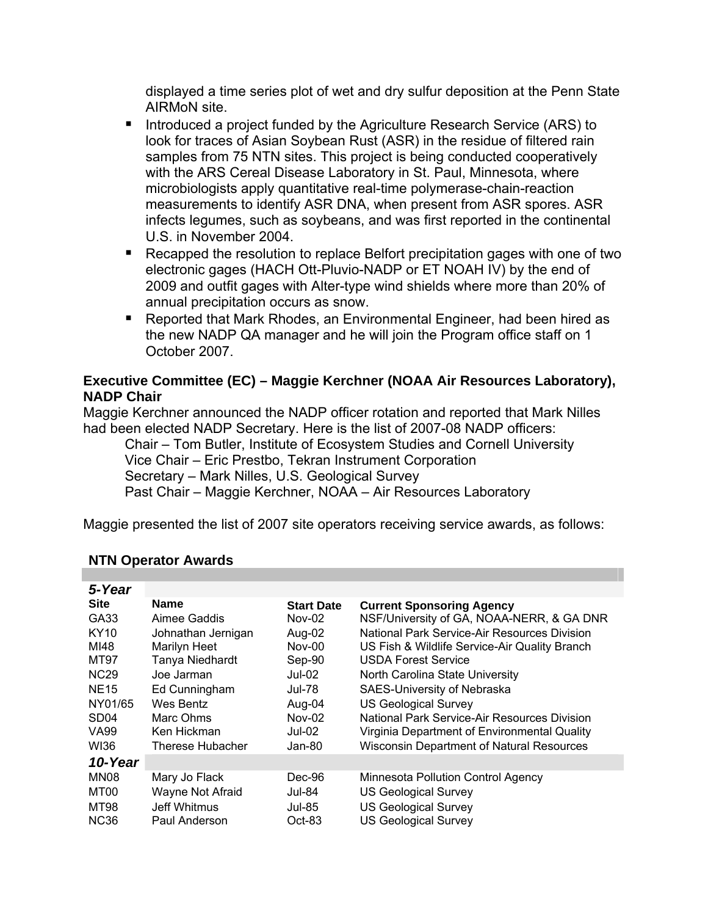displayed a time series plot of wet and dry sulfur deposition at the Penn State AIRMoN site.

- Introduced a project funded by the Agriculture Research Service (ARS) to look for traces of Asian Soybean Rust (ASR) in the residue of filtered rain samples from 75 NTN sites. This project is being conducted cooperatively with the ARS Cereal Disease Laboratory in St. Paul, Minnesota, where microbiologists apply quantitative real-time polymerase-chain-reaction measurements to identify ASR DNA, when present from ASR spores. ASR infects legumes, such as soybeans, and was first reported in the continental U.S. in November 2004.
- Recapped the resolution to replace Belfort precipitation gages with one of two electronic gages (HACH Ott-Pluvio-NADP or ET NOAH IV) by the end of 2009 and outfit gages with Alter-type wind shields where more than 20% of annual precipitation occurs as snow.
- Reported that Mark Rhodes, an Environmental Engineer, had been hired as the new NADP QA manager and he will join the Program office staff on 1 October 2007.

**Executive Committee (EC) – Maggie Kerchner (NOAA Air Resources Laboratory), NADP Chair**

Maggie Kerchner announced the NADP officer rotation and reported that Mark Nilles had been elected NADP Secretary. Here is the list of 2007-08 NADP officers:

Chair – Tom Butler, Institute of Ecosystem Studies and Cornell University
Vice Chair – Eric Prestbo, Tekran Instrument Corporation
Secretary – Mark Nilles, U.S. Geological Survey
Past Chair – Maggie Kerchner, NOAA – Air Resources Laboratory

Maggie presented the list of 2007 site operators receiving service awards, as follows:

**NTN Operator Awards**

| Site | Name | Start Date | Current Sponsoring Agency |
|---|---|---|---|
| ***5-Year*** | | | |
| GA33 | Aimee Gaddis | Nov-02 | NSF/University of GA, NOAA-NERR, & GA DNR |
| KY10 | Johnathan Jernigan | Aug-02 | National Park Service-Air Resources Division |
| MI48 | Marilyn Heet | Nov-00 | US Fish & Wildlife Service-Air Quality Branch |
| MT97 | Tanya Niedhardt | Sep-90 | USDA Forest Service |
| NC29 | Joe Jarman | Jul-02 | North Carolina State University |
| NE15 | Ed Cunningham | Jul-78 | SAES-University of Nebraska |
| NY01/65 | Wes Bentz | Aug-04 | US Geological Survey |
| SD04 | Marc Ohms | Nov-02 | National Park Service-Air Resources Division |
| VA99 | Ken Hickman | Jul-02 | Virginia Department of Environmental Quality |
| WI36 | Therese Hubacher | Jan-80 | Wisconsin Department of Natural Resources |
| ***10-Year*** | | | |
| MN08 | Mary Jo Flack | Dec-96 | Minnesota Pollution Control Agency |
| MT00 | Wayne Not Afraid | Jul-84 | US Geological Survey |
| MT98 | Jeff Whitmus | Jul-85 | US Geological Survey |
| NC36 | Paul Anderson | Oct-83 | US Geological Survey |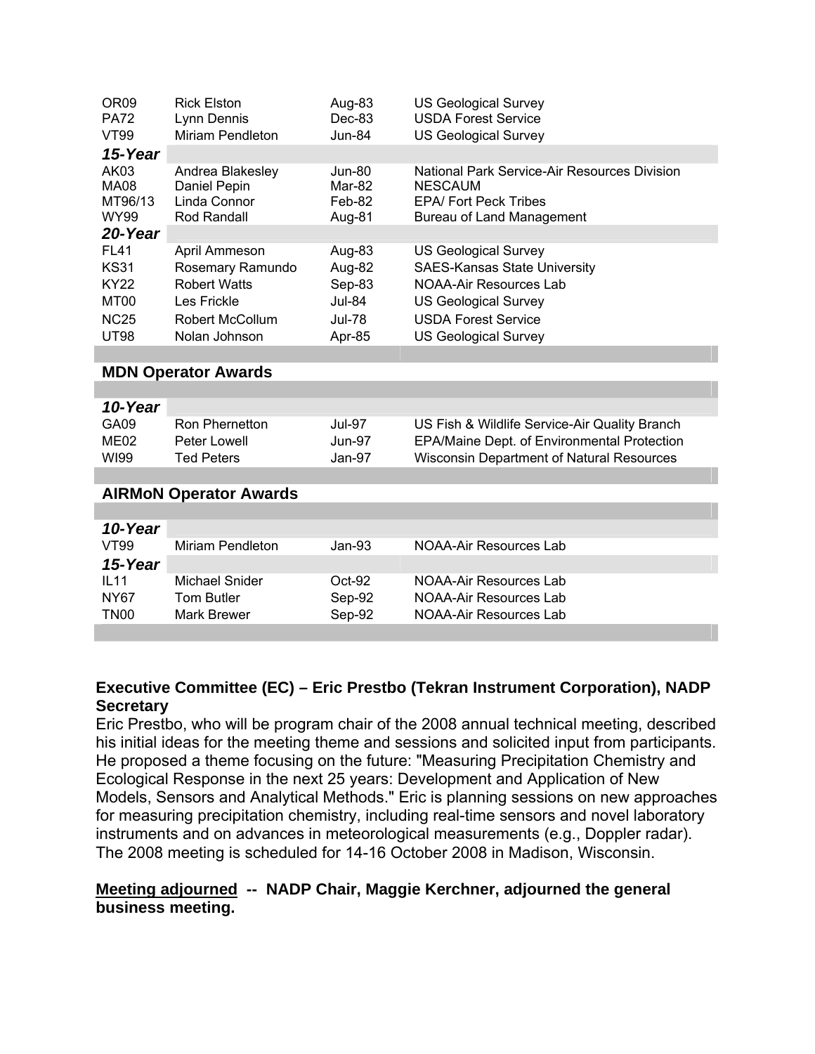| | | | |
|---|---|---|---|
| OR09 | Rick Elston | Aug-83 | US Geological Survey |
| PA72 | Lynn Dennis | Dec-83 | USDA Forest Service |
| VT99 | Miriam Pendleton | Jun-84 | US Geological Survey |
| ***15-Year*** | | | |
| AK03 | Andrea Blakesley | Jun-80 | National Park Service-Air Resources Division |
| MA08 | Daniel Pepin | Mar-82 | NESCAUM |
| MT96/13 | Linda Connor | Feb-82 | EPA/ Fort Peck Tribes |
| WY99 | Rod Randall | Aug-81 | Bureau of Land Management |
| ***20-Year*** | | | |
| FL41 | April Ammeson | Aug-83 | US Geological Survey |
| KS31 | Rosemary Ramundo | Aug-82 | SAES-Kansas State University |
| KY22 | Robert Watts | Sep-83 | NOAA-Air Resources Lab |
| MT00 | Les Frickle | Jul-84 | US Geological Survey |
| NC25 | Robert McCollum | Jul-78 | USDA Forest Service |
| UT98 | Nolan Johnson | Apr-85 | US Geological Survey |

**MDN Operator Awards**

| | | | |
|---|---|---|---|
| ***10-Year*** | | | |
| GA09 | Ron Phernetton | Jul-97 | US Fish & Wildlife Service-Air Quality Branch |
| ME02 | Peter Lowell | Jun-97 | EPA/Maine Dept. of Environmental Protection |
| WI99 | Ted Peters | Jan-97 | Wisconsin Department of Natural Resources |

**AIRMoN Operator Awards**

| | | | |
|---|---|---|---|
| ***10-Year*** | | | |
| VT99 | Miriam Pendleton | Jan-93 | NOAA-Air Resources Lab |
| ***15-Year*** | | | |
| IL11 | Michael Snider | Oct-92 | NOAA-Air Resources Lab |
| NY67 | Tom Butler | Sep-92 | NOAA-Air Resources Lab |
| TN00 | Mark Brewer | Sep-92 | NOAA-Air Resources Lab |

**Executive Committee (EC) – Eric Prestbo (Tekran Instrument Corporation), NADP Secretary**

Eric Prestbo, who will be program chair of the 2008 annual technical meeting, described his initial ideas for the meeting theme and sessions and solicited input from participants. He proposed a theme focusing on the future: "Measuring Precipitation Chemistry and Ecological Response in the next 25 years: Development and Application of New Models, Sensors and Analytical Methods." Eric is planning sessions on new approaches for measuring precipitation chemistry, including real-time sensors and novel laboratory instruments and on advances in meteorological measurements (e.g., Doppler radar). The 2008 meeting is scheduled for 14-16 October 2008 in Madison, Wisconsin.

**<u>Meeting adjourned</u> -- NADP Chair, Maggie Kerchner, adjourned the general business meeting.**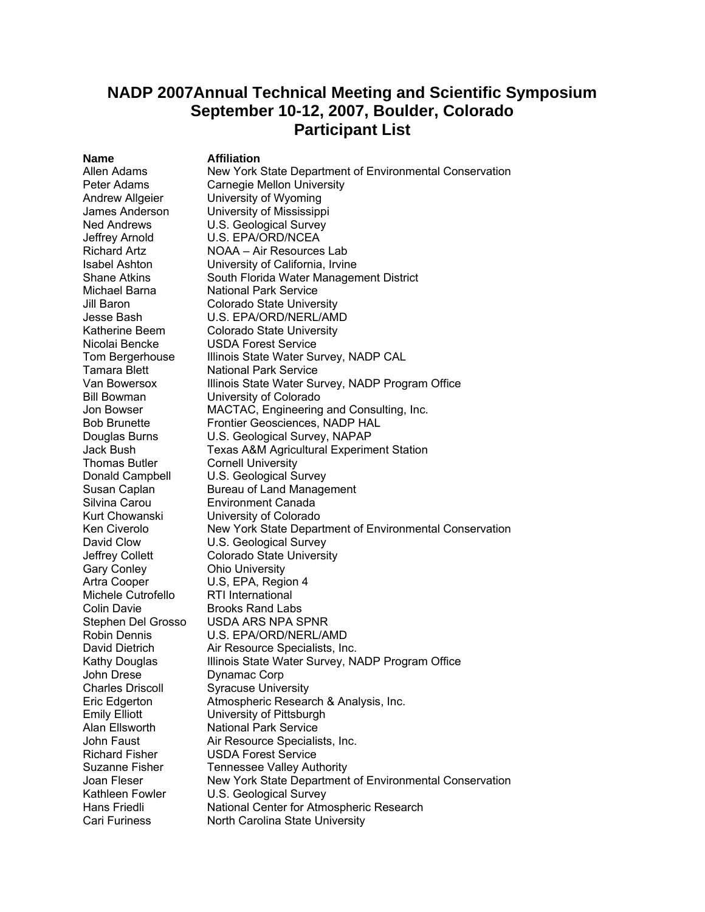# NADP 2007Annual Technical Meeting and Scientific Symposium
# September 10-12, 2007, Boulder, Colorado
# Participant List

| Name | Affiliation |
|---|---|
| Allen Adams | New York State Department of Environmental Conservation |
| Peter Adams | Carnegie Mellon University |
| Andrew Allgeier | University of Wyoming |
| James Anderson | University of Mississippi |
| Ned Andrews | U.S. Geological Survey |
| Jeffrey Arnold | U.S. EPA/ORD/NCEA |
| Richard Artz | NOAA – Air Resources Lab |
| Isabel Ashton | University of California, Irvine |
| Shane Atkins | South Florida Water Management District |
| Michael Barna | National Park Service |
| Jill Baron | Colorado State University |
| Jesse Bash | U.S. EPA/ORD/NERL/AMD |
| Katherine Beem | Colorado State University |
| Nicolai Bencke | USDA Forest Service |
| Tom Bergerhouse | Illinois State Water Survey, NADP CAL |
| Tamara Blett | National Park Service |
| Van Bowersox | Illinois State Water Survey, NADP Program Office |
| Bill Bowman | University of Colorado |
| Jon Bowser | MACTAC, Engineering and Consulting, Inc. |
| Bob Brunette | Frontier Geosciences, NADP HAL |
| Douglas Burns | U.S. Geological Survey, NAPAP |
| Jack Bush | Texas A&M Agricultural Experiment Station |
| Thomas Butler | Cornell University |
| Donald Campbell | U.S. Geological Survey |
| Susan Caplan | Bureau of Land Management |
| Silvina Carou | Environment Canada |
| Kurt Chowanski | University of Colorado |
| Ken Civerolo | New York State Department of Environmental Conservation |
| David Clow | U.S. Geological Survey |
| Jeffrey Collett | Colorado State University |
| Gary Conley | Ohio University |
| Artra Cooper | U.S, EPA, Region 4 |
| Michele Cutrofello | RTI International |
| Colin Davie | Brooks Rand Labs |
| Stephen Del Grosso | USDA ARS NPA SPNR |
| Robin Dennis | U.S. EPA/ORD/NERL/AMD |
| David Dietrich | Air Resource Specialists, Inc. |
| Kathy Douglas | Illinois State Water Survey, NADP Program Office |
| John Drese | Dynamac Corp |
| Charles Driscoll | Syracuse University |
| Eric Edgerton | Atmospheric Research & Analysis, Inc. |
| Emily Elliott | University of Pittsburgh |
| Alan Ellsworth | National Park Service |
| John Faust | Air Resource Specialists, Inc. |
| Richard Fisher | USDA Forest Service |
| Suzanne Fisher | Tennessee Valley Authority |
| Joan Fleser | New York State Department of Environmental Conservation |
| Kathleen Fowler | U.S. Geological Survey |
| Hans Friedli | National Center for Atmospheric Research |
| Cari Furiness | North Carolina State University |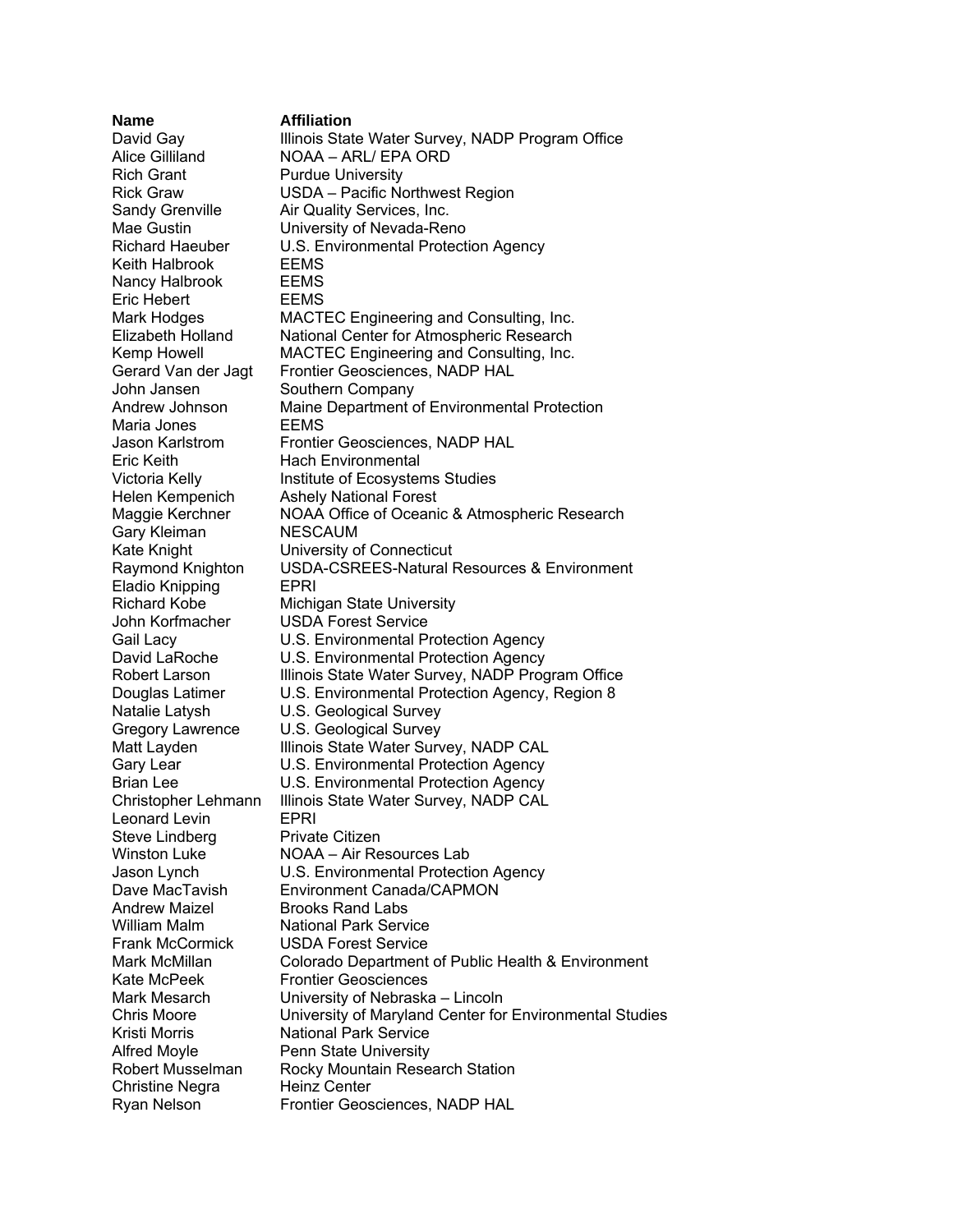| Name | Affiliation |
|---|---|
| David Gay | Illinois State Water Survey, NADP Program Office |
| Alice Gilliland | NOAA – ARL/ EPA ORD |
| Rich Grant | Purdue University |
| Rick Graw | USDA – Pacific Northwest Region |
| Sandy Grenville | Air Quality Services, Inc. |
| Mae Gustin | University of Nevada-Reno |
| Richard Haeuber | U.S. Environmental Protection Agency |
| Keith Halbrook | EEMS |
| Nancy Halbrook | EEMS |
| Eric Hebert | EEMS |
| Mark Hodges | MACTEC Engineering and Consulting, Inc. |
| Elizabeth Holland | National Center for Atmospheric Research |
| Kemp Howell | MACTEC Engineering and Consulting, Inc. |
| Gerard Van der Jagt | Frontier Geosciences, NADP HAL |
| John Jansen | Southern Company |
| Andrew Johnson | Maine Department of Environmental Protection |
| Maria Jones | EEMS |
| Jason Karlstrom | Frontier Geosciences, NADP HAL |
| Eric Keith | Hach Environmental |
| Victoria Kelly | Institute of Ecosystems Studies |
| Helen Kempenich | Ashely National Forest |
| Maggie Kerchner | NOAA Office of Oceanic & Atmospheric Research |
| Gary Kleiman | NESCAUM |
| Kate Knight | University of Connecticut |
| Raymond Knighton | USDA-CSREES-Natural Resources & Environment |
| Eladio Knipping | EPRI |
| Richard Kobe | Michigan State University |
| John Korfmacher | USDA Forest Service |
| Gail Lacy | U.S. Environmental Protection Agency |
| David LaRoche | U.S. Environmental Protection Agency |
| Robert Larson | Illinois State Water Survey, NADP Program Office |
| Douglas Latimer | U.S. Environmental Protection Agency, Region 8 |
| Natalie Latysh | U.S. Geological Survey |
| Gregory Lawrence | U.S. Geological Survey |
| Matt Layden | Illinois State Water Survey, NADP CAL |
| Gary Lear | U.S. Environmental Protection Agency |
| Brian Lee | U.S. Environmental Protection Agency |
| Christopher Lehmann | Illinois State Water Survey, NADP CAL |
| Leonard Levin | EPRI |
| Steve Lindberg | Private Citizen |
| Winston Luke | NOAA – Air Resources Lab |
| Jason Lynch | U.S. Environmental Protection Agency |
| Dave MacTavish | Environment Canada/CAPMON |
| Andrew Maizel | Brooks Rand Labs |
| William Malm | National Park Service |
| Frank McCormick | USDA Forest Service |
| Mark McMillan | Colorado Department of Public Health & Environment |
| Kate McPeek | Frontier Geosciences |
| Mark Mesarch | University of Nebraska – Lincoln |
| Chris Moore | University of Maryland Center for Environmental Studies |
| Kristi Morris | National Park Service |
| Alfred Moyle | Penn State University |
| Robert Musselman | Rocky Mountain Research Station |
| Christine Negra | Heinz Center |
| Ryan Nelson | Frontier Geosciences, NADP HAL |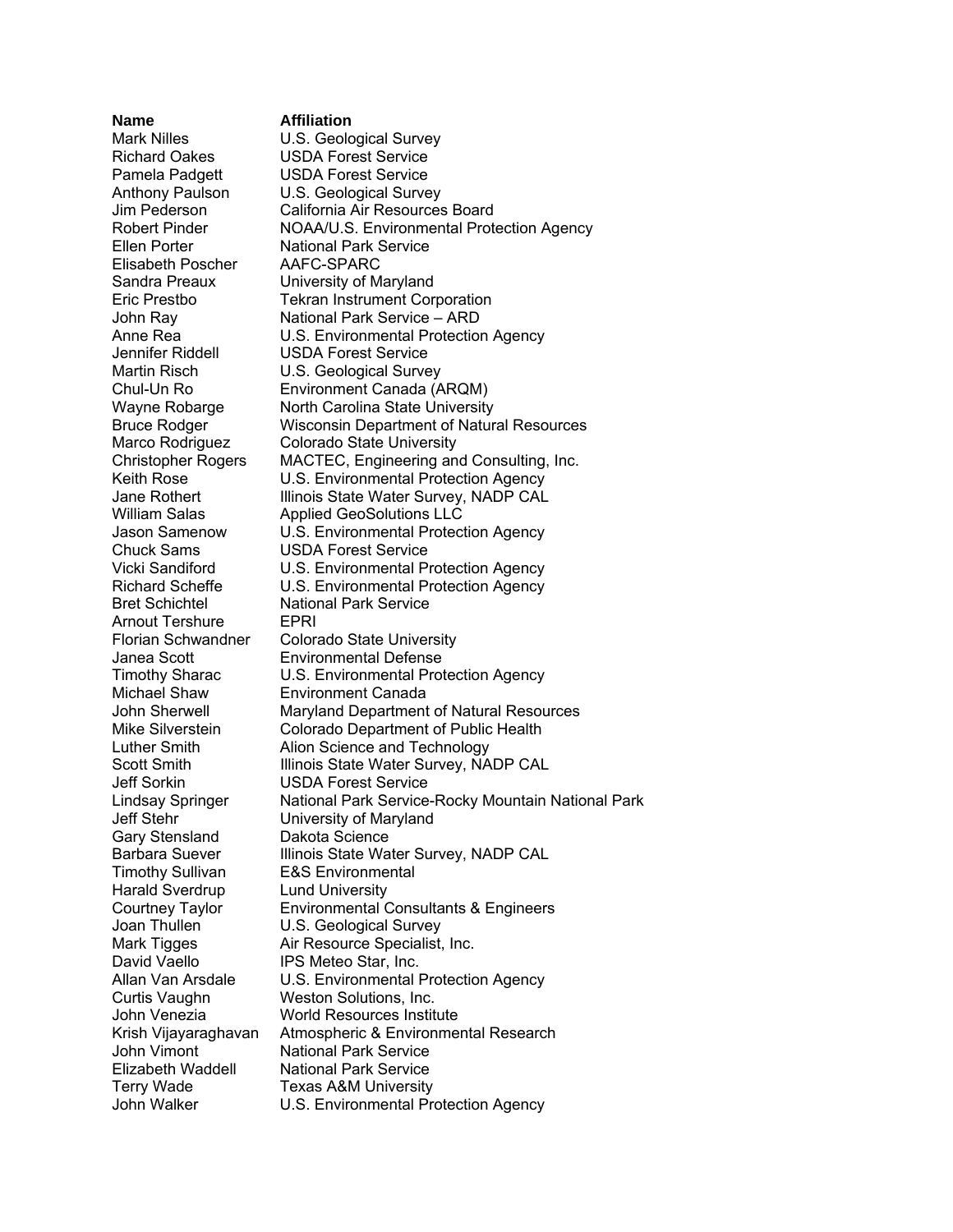| Name | Affiliation |
|---|---|
| Mark Nilles | U.S. Geological Survey |
| Richard Oakes | USDA Forest Service |
| Pamela Padgett | USDA Forest Service |
| Anthony Paulson | U.S. Geological Survey |
| Jim Pederson | California Air Resources Board |
| Robert Pinder | NOAA/U.S. Environmental Protection Agency |
| Ellen Porter | National Park Service |
| Elisabeth Poscher | AAFC-SPARC |
| Sandra Preaux | University of Maryland |
| Eric Prestbo | Tekran Instrument Corporation |
| John Ray | National Park Service – ARD |
| Anne Rea | U.S. Environmental Protection Agency |
| Jennifer Riddell | USDA Forest Service |
| Martin Risch | U.S. Geological Survey |
| Chul-Un Ro | Environment Canada (ARQM) |
| Wayne Robarge | North Carolina State University |
| Bruce Rodger | Wisconsin Department of Natural Resources |
| Marco Rodriguez | Colorado State University |
| Christopher Rogers | MACTEC, Engineering and Consulting, Inc. |
| Keith Rose | U.S. Environmental Protection Agency |
| Jane Rothert | Illinois State Water Survey, NADP CAL |
| William Salas | Applied GeoSolutions LLC |
| Jason Samenow | U.S. Environmental Protection Agency |
| Chuck Sams | USDA Forest Service |
| Vicki Sandiford | U.S. Environmental Protection Agency |
| Richard Scheffe | U.S. Environmental Protection Agency |
| Bret Schichtel | National Park Service |
| Arnout Tershure | EPRI |
| Florian Schwandner | Colorado State University |
| Janea Scott | Environmental Defense |
| Timothy Sharac | U.S. Environmental Protection Agency |
| Michael Shaw | Environment Canada |
| John Sherwell | Maryland Department of Natural Resources |
| Mike Silverstein | Colorado Department of Public Health |
| Luther Smith | Alion Science and Technology |
| Scott Smith | Illinois State Water Survey, NADP CAL |
| Jeff Sorkin | USDA Forest Service |
| Lindsay Springer | National Park Service-Rocky Mountain National Park |
| Jeff Stehr | University of Maryland |
| Gary Stensland | Dakota Science |
| Barbara Suever | Illinois State Water Survey, NADP CAL |
| Timothy Sullivan | E&S Environmental |
| Harald Sverdrup | Lund University |
| Courtney Taylor | Environmental Consultants & Engineers |
| Joan Thullen | U.S. Geological Survey |
| Mark Tigges | Air Resource Specialist, Inc. |
| David Vaello | IPS Meteo Star, Inc. |
| Allan Van Arsdale | U.S. Environmental Protection Agency |
| Curtis Vaughn | Weston Solutions, Inc. |
| John Venezia | World Resources Institute |
| Krish Vijayaraghavan | Atmospheric & Environmental Research |
| John Vimont | National Park Service |
| Elizabeth Waddell | National Park Service |
| Terry Wade | Texas A&M University |
| John Walker | U.S. Environmental Protection Agency |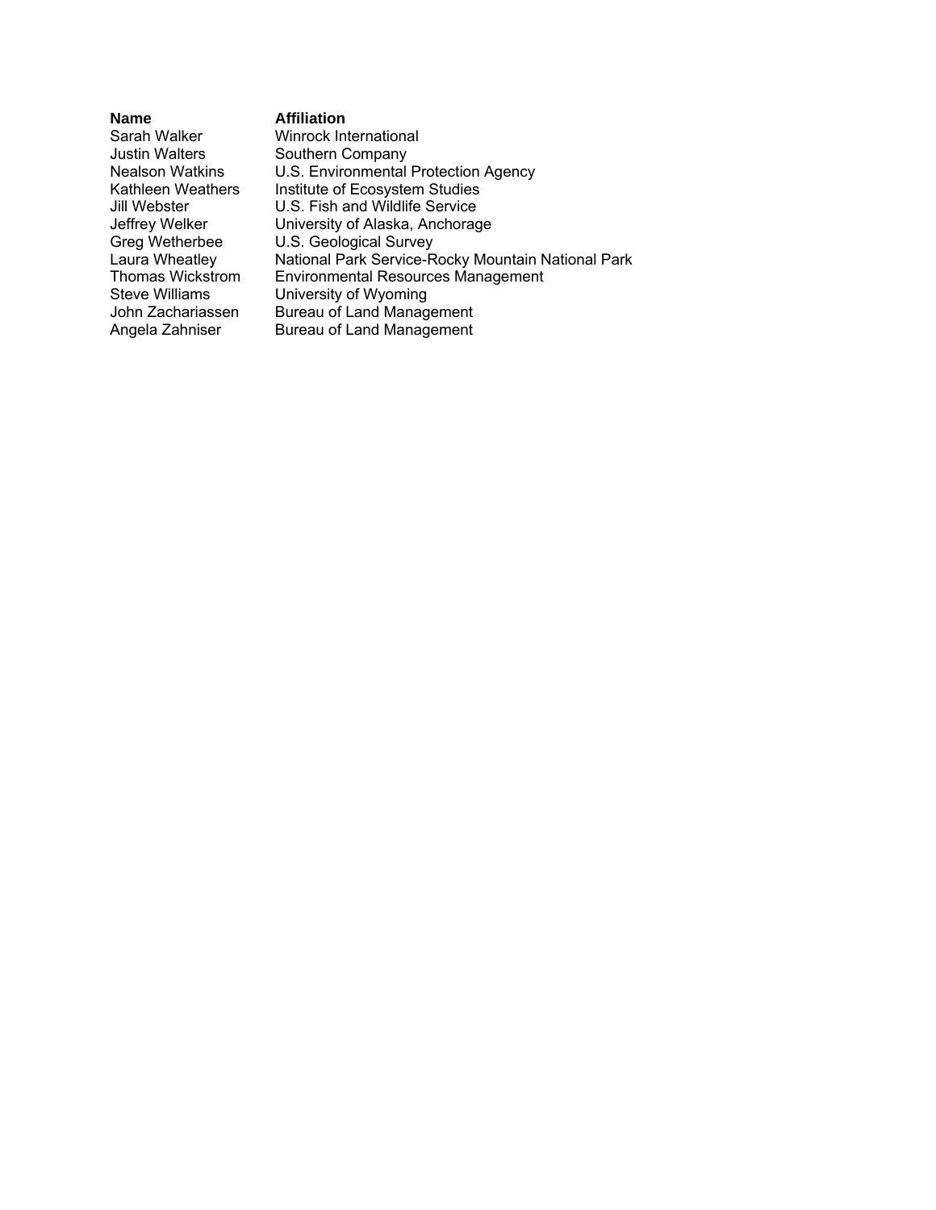| Name | Affiliation |
|---|---|
| Sarah Walker | Winrock International |
| Justin Walters | Southern Company |
| Nealson Watkins | U.S. Environmental Protection Agency |
| Kathleen Weathers | Institute of Ecosystem Studies |
| Jill Webster | U.S. Fish and Wildlife Service |
| Jeffrey Welker | University of Alaska, Anchorage |
| Greg Wetherbee | U.S. Geological Survey |
| Laura Wheatley | National Park Service-Rocky Mountain National Park |
| Thomas Wickstrom | Environmental Resources Management |
| Steve Williams | University of Wyoming |
| John Zachariassen | Bureau of Land Management |
| Angela Zahniser | Bureau of Land Management |